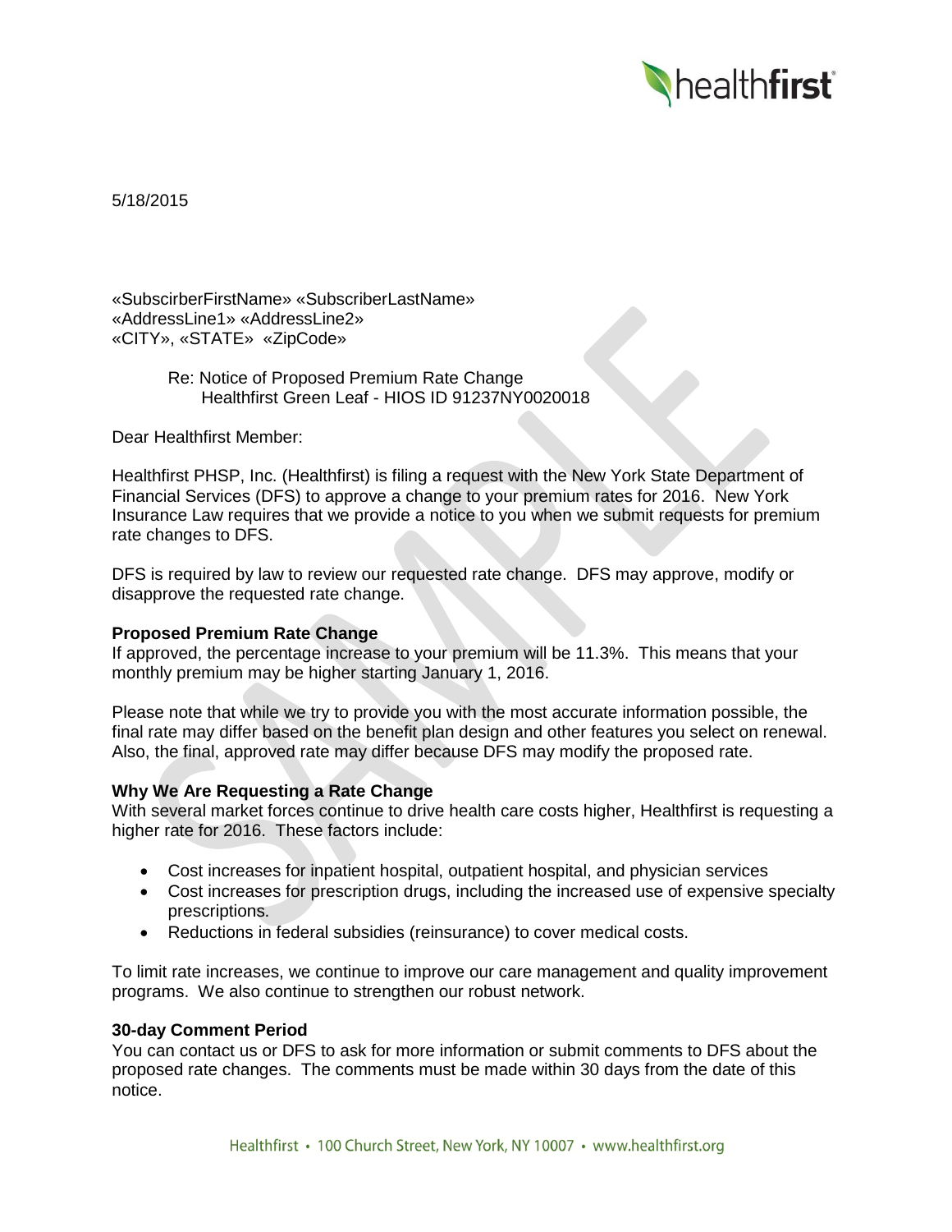5/18/2015

«SubscirberFirstName» «SubscriberLastName»
«AddressLine1» «AddressLine2»
«CITY», «STATE» «ZipCode»

Re: Notice of Proposed Premium Rate Change
Healthfirst Green Leaf - HIOS ID 91237NY0020018

Dear Healthfirst Member:

Healthfirst PHSP, Inc. (Healthfirst) is filing a request with the New York State Department of Financial Services (DFS) to approve a change to your premium rates for 2016. New York Insurance Law requires that we provide a notice to you when we submit requests for premium rate changes to DFS.

DFS is required by law to review our requested rate change. DFS may approve, modify or disapprove the requested rate change.

**Proposed Premium Rate Change**

If approved, the percentage increase to your premium will be 11.3%. This means that your monthly premium may be higher starting January 1, 2016.

Please note that while we try to provide you with the most accurate information possible, the final rate may differ based on the benefit plan design and other features you select on renewal. Also, the final, approved rate may differ because DFS may modify the proposed rate.

**Why We Are Requesting a Rate Change**

With several market forces continue to drive health care costs higher, Healthfirst is requesting a higher rate for 2016. These factors include:

- Cost increases for inpatient hospital, outpatient hospital, and physician services
- Cost increases for prescription drugs, including the increased use of expensive specialty prescriptions.
- Reductions in federal subsidies (reinsurance) to cover medical costs.

To limit rate increases, we continue to improve our care management and quality improvement programs. We also continue to strengthen our robust network.

**30-day Comment Period**

You can contact us or DFS to ask for more information or submit comments to DFS about the proposed rate changes. The comments must be made within 30 days from the date of this notice.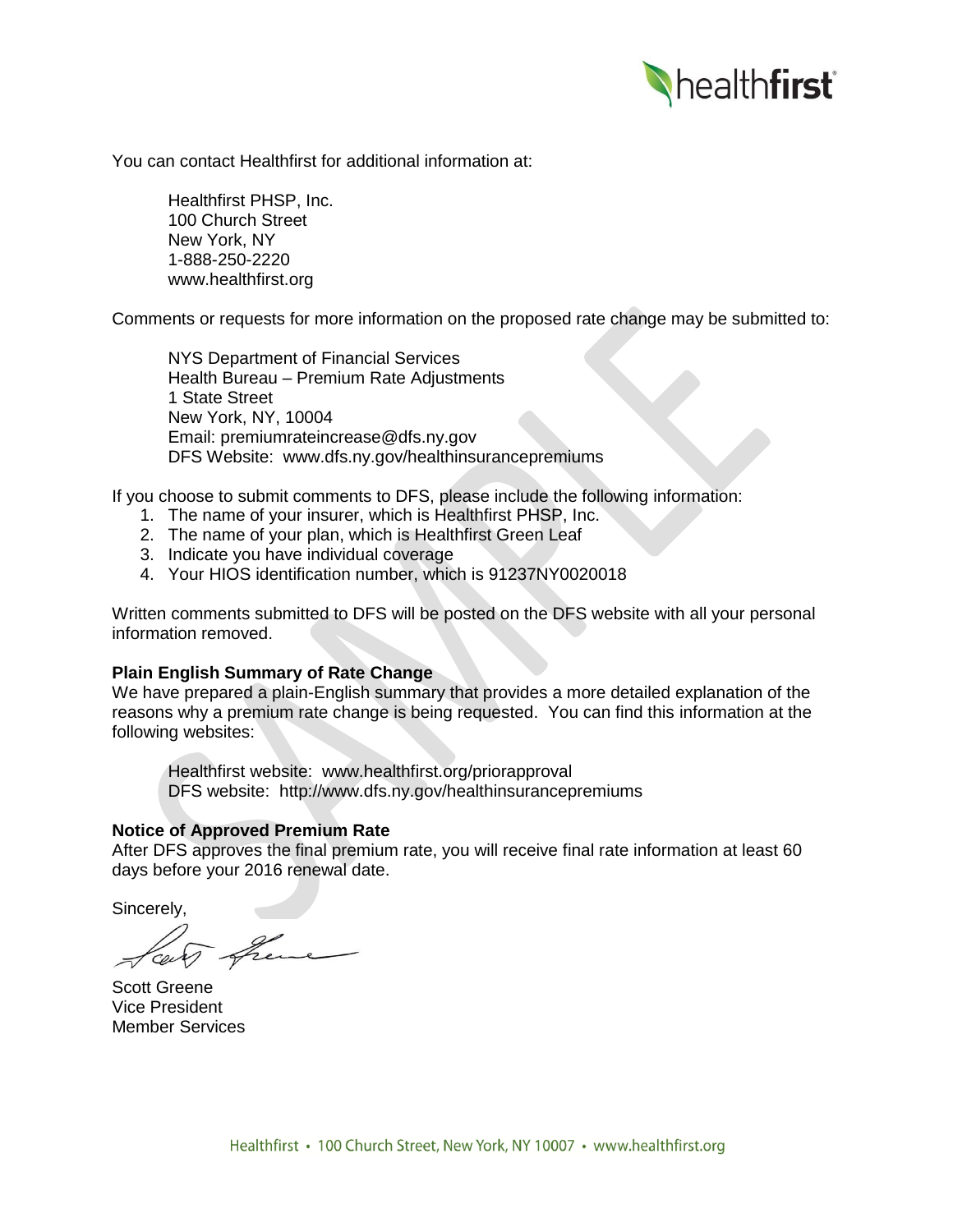You can contact Healthfirst for additional information at:

Healthfirst PHSP, Inc.
100 Church Street
New York, NY
1-888-250-2220
www.healthfirst.org

Comments or requests for more information on the proposed rate change may be submitted to:

NYS Department of Financial Services
Health Bureau – Premium Rate Adjustments
1 State Street
New York, NY, 10004
Email: premiumrateincrease@dfs.ny.gov
DFS Website: www.dfs.ny.gov/healthinsurancepremiums

If you choose to submit comments to DFS, please include the following information:

1. The name of your insurer, which is Healthfirst PHSP, Inc.
2. The name of your plan, which is Healthfirst Green Leaf
3. Indicate you have individual coverage
4. Your HIOS identification number, which is 91237NY0020018

Written comments submitted to DFS will be posted on the DFS website with all your personal information removed.

**Plain English Summary of Rate Change**
We have prepared a plain-English summary that provides a more detailed explanation of the reasons why a premium rate change is being requested. You can find this information at the following websites:

Healthfirst website: www.healthfirst.org/priorapproval
DFS website: http://www.dfs.ny.gov/healthinsurancepremiums

**Notice of Approved Premium Rate**
After DFS approves the final premium rate, you will receive final rate information at least 60 days before your 2016 renewal date.

Sincerely,

Scott Greene
Vice President
Member Services